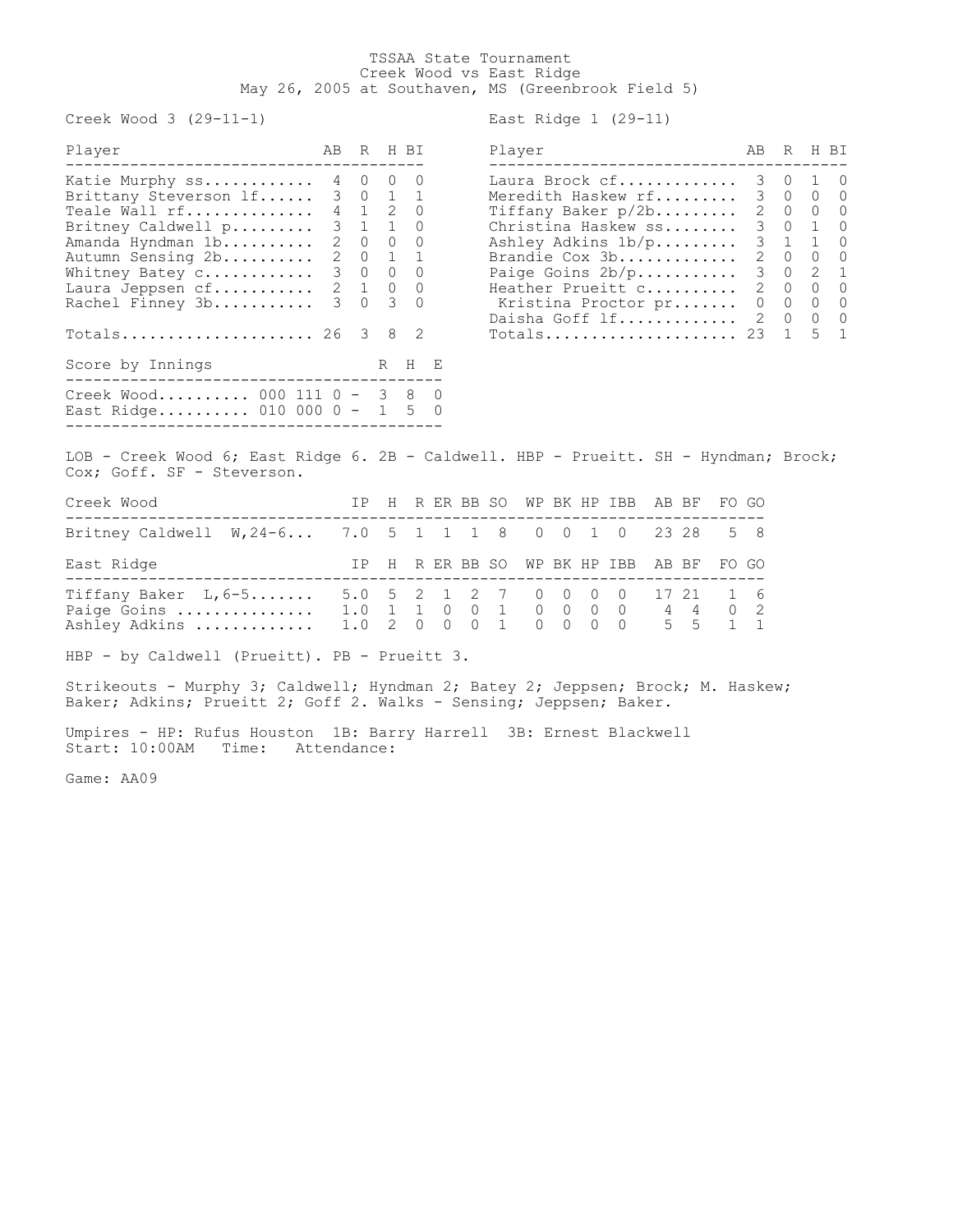# TSSAA State Tournament
## Creek Wood vs East Ridge
### May 26, 2005 at Southaven, MS (Greenbrook Field 5)

**Creek Wood 3 (29-11-1)**

| Player | AB | R | H | BI |
|---|---|---|---|---|
| Katie Murphy ss | 4 | 0 | 0 | 0 |
| Brittany Steverson lf | 3 | 0 | 1 | 1 |
| Teale Wall rf | 4 | 1 | 2 | 0 |
| Britney Caldwell p | 3 | 1 | 1 | 0 |
| Amanda Hyndman 1b | 2 | 0 | 0 | 0 |
| Autumn Sensing 2b | 2 | 0 | 1 | 1 |
| Whitney Batey c | 3 | 0 | 0 | 0 |
| Laura Jeppsen cf | 2 | 1 | 0 | 0 |
| Rachel Finney 3b | 3 | 0 | 3 | 0 |
| Totals | 26 | 3 | 8 | 2 |

**East Ridge 1 (29-11)**

| Player | AB | R | H | BI |
|---|---|---|---|---|
| Laura Brock cf | 3 | 0 | 1 | 0 |
| Meredith Haskew rf | 3 | 0 | 0 | 0 |
| Tiffany Baker p/2b | 2 | 0 | 0 | 0 |
| Christina Haskew ss | 3 | 0 | 1 | 0 |
| Ashley Adkins 1b/p | 3 | 1 | 1 | 0 |
| Brandie Cox 3b | 2 | 0 | 0 | 0 |
| Paige Goins 2b/p | 3 | 0 | 2 | 1 |
| Heather Prueitt c | 2 | 0 | 0 | 0 |
| Kristina Proctor pr | 0 | 0 | 0 | 0 |
| Daisha Goff lf | 2 | 0 | 0 | 0 |
| Totals | 23 | 1 | 5 | 1 |

| Score by Innings | | R | H | E |
|---|---|---|---|---|
| Creek Wood | 000 111 0 - | 3 | 8 | 0 |
| East Ridge | 010 000 0 - | 1 | 5 | 0 |

LOB - Creek Wood 6; East Ridge 6. 2B - Caldwell. HBP - Prueitt. SH - Hyndman; Brock; Cox; Goff. SF - Steverson.

| Creek Wood | IP | H | R | ER | BB | SO | WP | BK | HP | IBB | AB | BF | FO | GO |
|---|---|---|---|---|---|---|---|---|---|---|---|---|---|---|
| Britney Caldwell W,24-6 | 7.0 | 5 | 1 | 1 | 1 | 8 | 0 | 0 | 1 | 0 | 23 | 28 | 5 | 8 |

| East Ridge | IP | H | R | ER | BB | SO | WP | BK | HP | IBB | AB | BF | FO | GO |
|---|---|---|---|---|---|---|---|---|---|---|---|---|---|---|
| Tiffany Baker L,6-5 | 5.0 | 5 | 2 | 1 | 2 | 7 | 0 | 0 | 0 | 0 | 17 | 21 | 1 | 6 |
| Paige Goins | 1.0 | 1 | 1 | 0 | 0 | 1 | 0 | 0 | 0 | 0 | 4 | 4 | 0 | 2 |
| Ashley Adkins | 1.0 | 2 | 0 | 0 | 0 | 1 | 0 | 0 | 0 | 0 | 5 | 5 | 1 | 1 |

HBP - by Caldwell (Prueitt). PB - Prueitt 3.

Strikeouts - Murphy 3; Caldwell; Hyndman 2; Batey 2; Jeppsen; Brock; M. Haskew; Baker; Adkins; Prueitt 2; Goff 2. Walks - Sensing; Jeppsen; Baker.

Umpires - HP: Rufus Houston 1B: Barry Harrell 3B: Ernest Blackwell
Start: 10:00AM Time: Attendance:

Game: AA09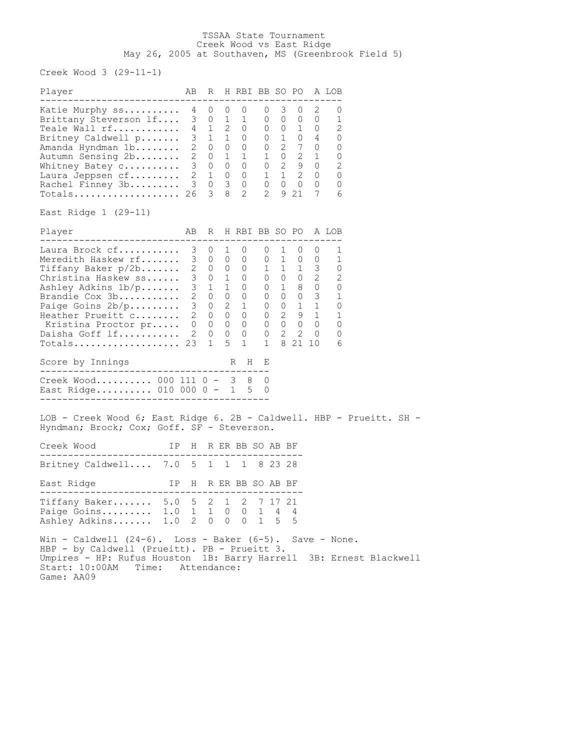TSSAA State Tournament
Creek Wood vs East Ridge
May 26, 2005 at Southaven, MS (Greenbrook Field 5)

Creek Wood 3 (29-11-1)

| Player | AB | R | H | RBI | BB | SO | PO | A | LOB |
|---|---|---|---|---|---|---|---|---|---|
| Katie Murphy ss | 4 | 0 | 0 | 0 | 0 | 3 | 0 | 2 | 0 |
| Brittany Steverson lf | 3 | 0 | 1 | 1 | 0 | 0 | 0 | 0 | 1 |
| Teale Wall rf | 4 | 1 | 2 | 0 | 0 | 0 | 1 | 0 | 2 |
| Britney Caldwell p | 3 | 1 | 1 | 0 | 0 | 1 | 0 | 4 | 0 |
| Amanda Hyndman 1b | 2 | 0 | 0 | 0 | 0 | 2 | 7 | 0 | 0 |
| Autumn Sensing 2b | 2 | 0 | 1 | 1 | 1 | 0 | 2 | 1 | 0 |
| Whitney Batey c | 3 | 0 | 0 | 0 | 0 | 2 | 9 | 0 | 2 |
| Laura Jeppsen cf | 2 | 1 | 0 | 0 | 1 | 1 | 2 | 0 | 0 |
| Rachel Finney 3b | 3 | 0 | 3 | 0 | 0 | 0 | 0 | 0 | 0 |
| Totals | 26 | 3 | 8 | 2 | 2 | 9 | 21 | 7 | 6 |

East Ridge 1 (29-11)

| Player | AB | R | H | RBI | BB | SO | PO | A | LOB |
|---|---|---|---|---|---|---|---|---|---|
| Laura Brock cf | 3 | 0 | 1 | 0 | 0 | 1 | 0 | 0 | 1 |
| Meredith Haskew rf | 3 | 0 | 0 | 0 | 0 | 1 | 0 | 0 | 1 |
| Tiffany Baker p/2b | 2 | 0 | 0 | 0 | 1 | 1 | 1 | 3 | 0 |
| Christina Haskew ss | 3 | 0 | 1 | 0 | 0 | 0 | 0 | 2 | 2 |
| Ashley Adkins 1b/p | 3 | 1 | 1 | 0 | 0 | 1 | 8 | 0 | 0 |
| Brandie Cox 3b | 2 | 0 | 0 | 0 | 0 | 0 | 0 | 3 | 1 |
| Paige Goins 2b/p | 3 | 0 | 2 | 1 | 0 | 0 | 1 | 1 | 0 |
| Heather Prueitt c | 2 | 0 | 0 | 0 | 0 | 2 | 9 | 1 | 1 |
| Kristina Proctor pr | 0 | 0 | 0 | 0 | 0 | 0 | 0 | 0 | 0 |
| Daisha Goff lf | 2 | 0 | 0 | 0 | 0 | 2 | 2 | 0 | 0 |
| Totals | 23 | 1 | 5 | 1 | 1 | 8 | 21 | 10 | 6 |

| Score by Innings | | R | H | E |
|---|---|---|---|---|
| Creek Wood | 000 111 0 - | 3 | 8 | 0 |
| East Ridge | 010 000 0 - | 1 | 5 | 0 |

LOB - Creek Wood 6; East Ridge 6. 2B - Caldwell. HBP - Prueitt. SH - Hyndman; Brock; Cox; Goff. SF - Steverson.

| Creek Wood | IP | H | R | ER | BB | SO | AB | BF |
|---|---|---|---|---|---|---|---|---|
| Britney Caldwell | 7.0 | 5 | 1 | 1 | 1 | 8 | 23 | 28 |

| East Ridge | IP | H | R | ER | BB | SO | AB | BF |
|---|---|---|---|---|---|---|---|---|
| Tiffany Baker | 5.0 | 5 | 2 | 1 | 2 | 7 | 17 | 21 |
| Paige Goins | 1.0 | 1 | 1 | 0 | 0 | 1 | 4 | 4 |
| Ashley Adkins | 1.0 | 2 | 0 | 0 | 0 | 1 | 5 | 5 |

Win - Caldwell (24-6). Loss - Baker (6-5). Save - None.
HBP - by Caldwell (Prueitt). PB - Prueitt 3.
Umpires - HP: Rufus Houston 1B: Barry Harrell 3B: Ernest Blackwell
Start: 10:00AM Time: Attendance:
Game: AA09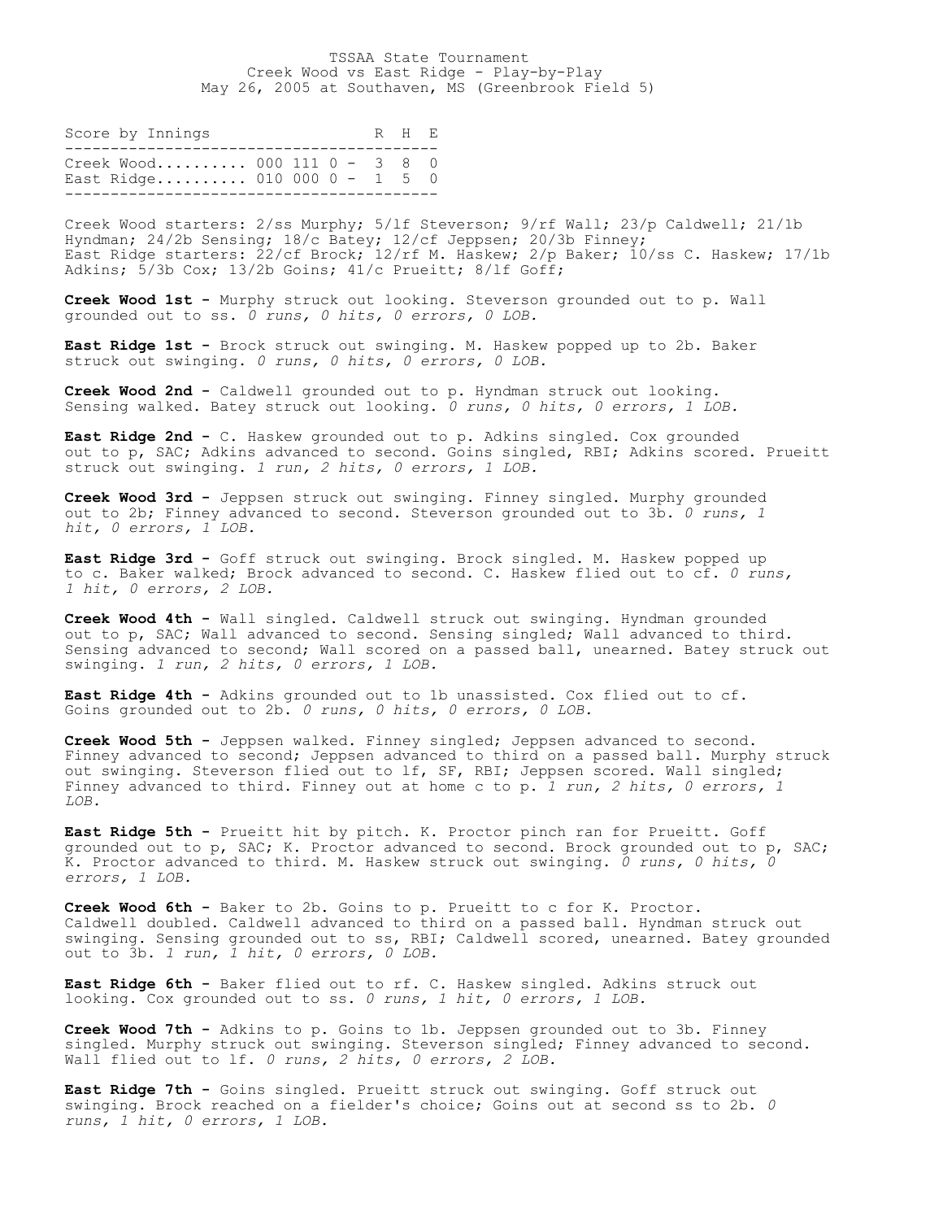TSSAA State Tournament
Creek Wood vs East Ridge - Play-by-Play
May 26, 2005 at Southaven, MS (Greenbrook Field 5)

| Score by Innings | | R | H | E |
|---|---|---|---|---|
| Creek Wood | 000 111 0 | 3 | 8 | 0 |
| East Ridge | 010 000 0 | 1 | 5 | 0 |

Creek Wood starters: 2/ss Murphy; 5/lf Steverson; 9/rf Wall; 23/p Caldwell; 21/1b Hyndman; 24/2b Sensing; 18/c Batey; 12/cf Jeppsen; 20/3b Finney;
East Ridge starters: 22/cf Brock; 12/rf M. Haskew; 2/p Baker; 10/ss C. Haskew; 17/1b Adkins; 5/3b Cox; 13/2b Goins; 41/c Prueitt; 8/lf Goff;

**Creek Wood 1st -** Murphy struck out looking. Steverson grounded out to p. Wall grounded out to ss. *0 runs, 0 hits, 0 errors, 0 LOB.*

**East Ridge 1st -** Brock struck out swinging. M. Haskew popped up to 2b. Baker struck out swinging. *0 runs, 0 hits, 0 errors, 0 LOB.*

**Creek Wood 2nd -** Caldwell grounded out to p. Hyndman struck out looking. Sensing walked. Batey struck out looking. *0 runs, 0 hits, 0 errors, 1 LOB.*

**East Ridge 2nd -** C. Haskew grounded out to p. Adkins singled. Cox grounded out to p, SAC; Adkins advanced to second. Goins singled, RBI; Adkins scored. Prueitt struck out swinging. *1 run, 2 hits, 0 errors, 1 LOB.*

**Creek Wood 3rd -** Jeppsen struck out swinging. Finney singled. Murphy grounded out to 2b; Finney advanced to second. Steverson grounded out to 3b. *0 runs, 1 hit, 0 errors, 1 LOB.*

**East Ridge 3rd -** Goff struck out swinging. Brock singled. M. Haskew popped up to c. Baker walked; Brock advanced to second. C. Haskew flied out to cf. *0 runs, 1 hit, 0 errors, 2 LOB.*

**Creek Wood 4th -** Wall singled. Caldwell struck out swinging. Hyndman grounded out to p, SAC; Wall advanced to second. Sensing singled; Wall advanced to third. Sensing advanced to second; Wall scored on a passed ball, unearned. Batey struck out swinging. *1 run, 2 hits, 0 errors, 1 LOB.*

**East Ridge 4th -** Adkins grounded out to 1b unassisted. Cox flied out to cf. Goins grounded out to 2b. *0 runs, 0 hits, 0 errors, 0 LOB.*

**Creek Wood 5th -** Jeppsen walked. Finney singled; Jeppsen advanced to second. Finney advanced to second; Jeppsen advanced to third on a passed ball. Murphy struck out swinging. Steverson flied out to lf, SF, RBI; Jeppsen scored. Wall singled; Finney advanced to third. Finney out at home c to p. *1 run, 2 hits, 0 errors, 1 LOB.*

**East Ridge 5th -** Prueitt hit by pitch. K. Proctor pinch ran for Prueitt. Goff grounded out to p, SAC; K. Proctor advanced to second. Brock grounded out to p, SAC; K. Proctor advanced to third. M. Haskew struck out swinging. *0 runs, 0 hits, 0 errors, 1 LOB.*

**Creek Wood 6th -** Baker to 2b. Goins to p. Prueitt to c for K. Proctor. Caldwell doubled. Caldwell advanced to third on a passed ball. Hyndman struck out swinging. Sensing grounded out to ss, RBI; Caldwell scored, unearned. Batey grounded out to 3b. *1 run, 1 hit, 0 errors, 0 LOB.*

**East Ridge 6th -** Baker flied out to rf. C. Haskew singled. Adkins struck out looking. Cox grounded out to ss. *0 runs, 1 hit, 0 errors, 1 LOB.*

**Creek Wood 7th -** Adkins to p. Goins to 1b. Jeppsen grounded out to 3b. Finney singled. Murphy struck out swinging. Steverson singled; Finney advanced to second. Wall flied out to lf. *0 runs, 2 hits, 0 errors, 2 LOB.*

**East Ridge 7th -** Goins singled. Prueitt struck out swinging. Goff struck out swinging. Brock reached on a fielder's choice; Goins out at second ss to 2b. *0 runs, 1 hit, 0 errors, 1 LOB.*